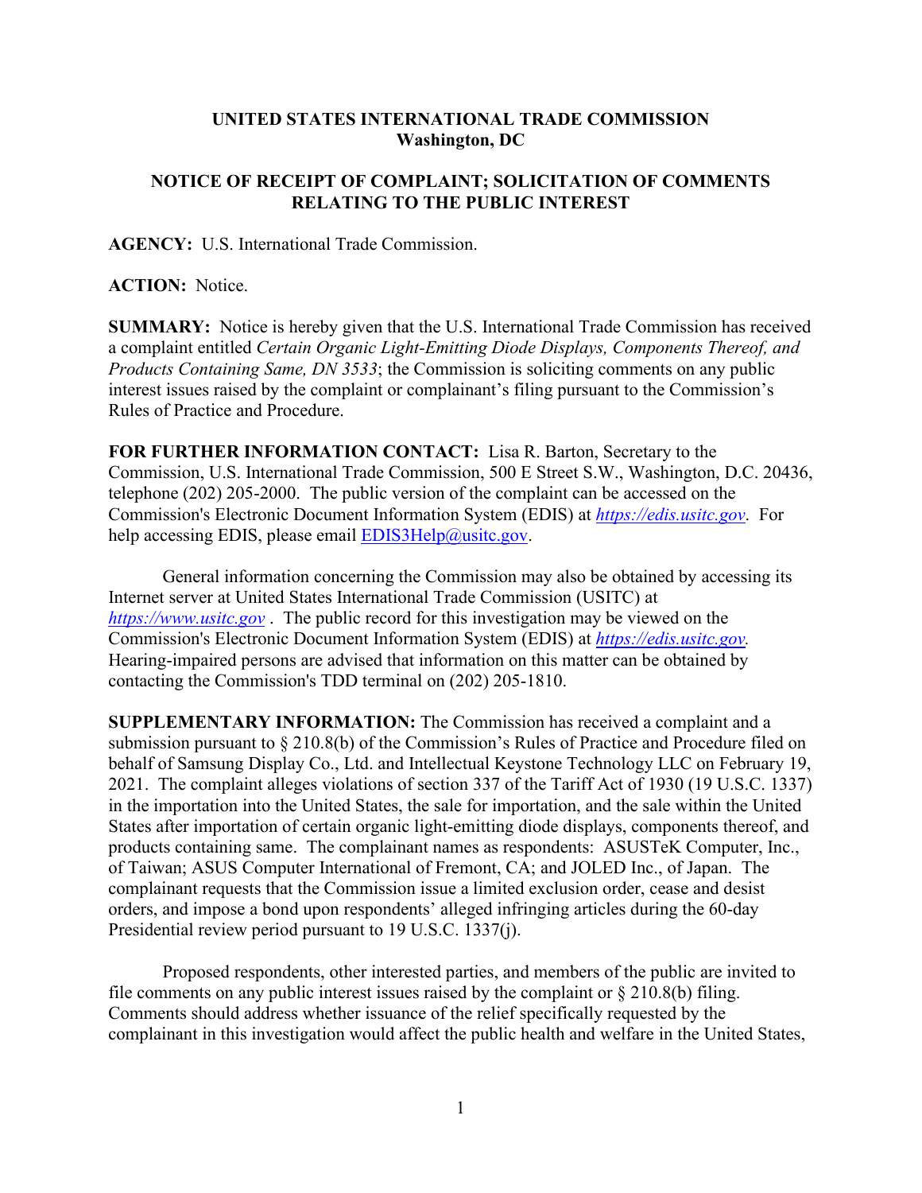**UNITED STATES INTERNATIONAL TRADE COMMISSION**
**Washington, DC**

**NOTICE OF RECEIPT OF COMPLAINT; SOLICITATION OF COMMENTS RELATING TO THE PUBLIC INTEREST**

**AGENCY:** U.S. International Trade Commission.

**ACTION:** Notice.

**SUMMARY:** Notice is hereby given that the U.S. International Trade Commission has received a complaint entitled *Certain Organic Light-Emitting Diode Displays, Components Thereof, and Products Containing Same, DN 3533*; the Commission is soliciting comments on any public interest issues raised by the complaint or complainant's filing pursuant to the Commission's Rules of Practice and Procedure.

**FOR FURTHER INFORMATION CONTACT:** Lisa R. Barton, Secretary to the Commission, U.S. International Trade Commission, 500 E Street S.W., Washington, D.C. 20436, telephone (202) 205-2000. The public version of the complaint can be accessed on the Commission's Electronic Document Information System (EDIS) at *https://edis.usitc.gov*. For help accessing EDIS, please email EDIS3Help@usitc.gov.

General information concerning the Commission may also be obtained by accessing its Internet server at United States International Trade Commission (USITC) at *https://www.usitc.gov* . The public record for this investigation may be viewed on the Commission's Electronic Document Information System (EDIS) at *https://edis.usitc.gov.* Hearing-impaired persons are advised that information on this matter can be obtained by contacting the Commission's TDD terminal on (202) 205-1810.

**SUPPLEMENTARY INFORMATION:** The Commission has received a complaint and a submission pursuant to § 210.8(b) of the Commission's Rules of Practice and Procedure filed on behalf of Samsung Display Co., Ltd. and Intellectual Keystone Technology LLC on February 19, 2021. The complaint alleges violations of section 337 of the Tariff Act of 1930 (19 U.S.C. 1337) in the importation into the United States, the sale for importation, and the sale within the United States after importation of certain organic light-emitting diode displays, components thereof, and products containing same. The complainant names as respondents: ASUSTeK Computer, Inc., of Taiwan; ASUS Computer International of Fremont, CA; and JOLED Inc., of Japan. The complainant requests that the Commission issue a limited exclusion order, cease and desist orders, and impose a bond upon respondents' alleged infringing articles during the 60-day Presidential review period pursuant to 19 U.S.C. 1337(j).

Proposed respondents, other interested parties, and members of the public are invited to file comments on any public interest issues raised by the complaint or § 210.8(b) filing. Comments should address whether issuance of the relief specifically requested by the complainant in this investigation would affect the public health and welfare in the United States,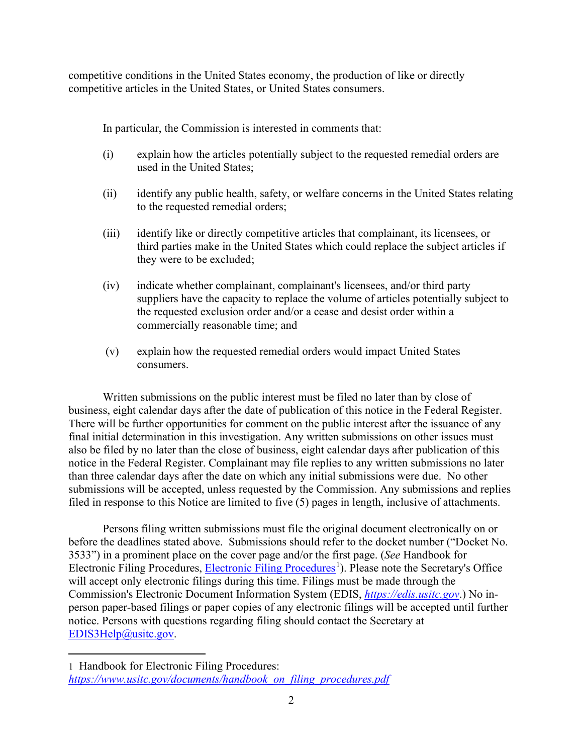competitive conditions in the United States economy, the production of like or directly competitive articles in the United States, or United States consumers.

In particular, the Commission is interested in comments that:

(i) explain how the articles potentially subject to the requested remedial orders are used in the United States;

(ii) identify any public health, safety, or welfare concerns in the United States relating to the requested remedial orders;

(iii) identify like or directly competitive articles that complainant, its licensees, or third parties make in the United States which could replace the subject articles if they were to be excluded;

(iv) indicate whether complainant, complainant's licensees, and/or third party suppliers have the capacity to replace the volume of articles potentially subject to the requested exclusion order and/or a cease and desist order within a commercially reasonable time; and

(v) explain how the requested remedial orders would impact United States consumers.

Written submissions on the public interest must be filed no later than by close of business, eight calendar days after the date of publication of this notice in the Federal Register. There will be further opportunities for comment on the public interest after the issuance of any final initial determination in this investigation. Any written submissions on other issues must also be filed by no later than the close of business, eight calendar days after publication of this notice in the Federal Register. Complainant may file replies to any written submissions no later than three calendar days after the date on which any initial submissions were due. No other submissions will be accepted, unless requested by the Commission. Any submissions and replies filed in response to this Notice are limited to five (5) pages in length, inclusive of attachments.

Persons filing written submissions must file the original document electronically on or before the deadlines stated above. Submissions should refer to the docket number ("Docket No. 3533") in a prominent place on the cover page and/or the first page. (*See* Handbook for Electronic Filing Procedures, Electronic Filing Procedures[1]). Please note the Secretary's Office will accept only electronic filings during this time. Filings must be made through the Commission's Electronic Document Information System (EDIS, *https://edis.usitc.gov*.) No in-person paper-based filings or paper copies of any electronic filings will be accepted until further notice. Persons with questions regarding filing should contact the Secretary at EDIS3Help@usitc.gov.

---

1 Handbook for Electronic Filing Procedures: *https://www.usitc.gov/documents/handbook_on_filing_procedures.pdf*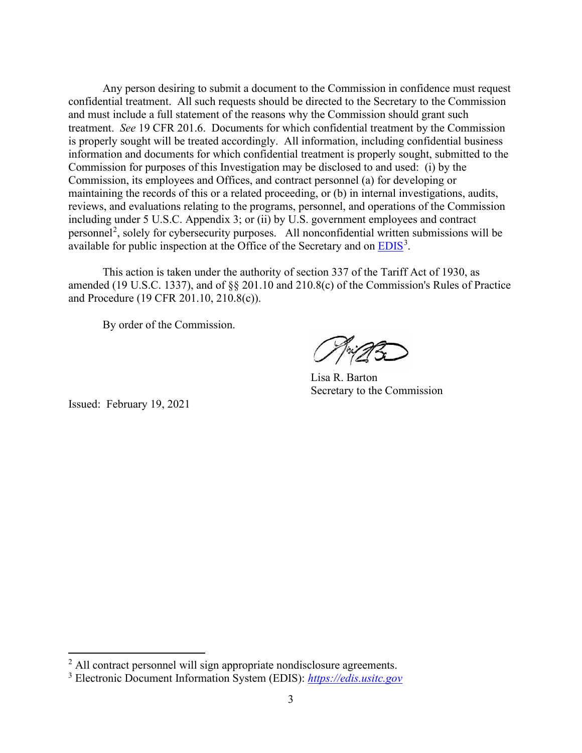Any person desiring to submit a document to the Commission in confidence must request confidential treatment. All such requests should be directed to the Secretary to the Commission and must include a full statement of the reasons why the Commission should grant such treatment. *See* 19 CFR 201.6. Documents for which confidential treatment by the Commission is properly sought will be treated accordingly. All information, including confidential business information and documents for which confidential treatment is properly sought, submitted to the Commission for purposes of this Investigation may be disclosed to and used: (i) by the Commission, its employees and Offices, and contract personnel (a) for developing or maintaining the records of this or a related proceeding, or (b) in internal investigations, audits, reviews, and evaluations relating to the programs, personnel, and operations of the Commission including under 5 U.S.C. Appendix 3; or (ii) by U.S. government employees and contract personnel[2], solely for cybersecurity purposes. All nonconfidential written submissions will be available for public inspection at the Office of the Secretary and on EDIS[3].

This action is taken under the authority of section 337 of the Tariff Act of 1930, as amended (19 U.S.C. 1337), and of §§ 201.10 and 210.8(c) of the Commission's Rules of Practice and Procedure (19 CFR 201.10, 210.8(c)).

By order of the Commission.

Lisa R. Barton
Secretary to the Commission

Issued: February 19, 2021

[2] All contract personnel will sign appropriate nondisclosure agreements.

[3] Electronic Document Information System (EDIS): *https://edis.usitc.gov*